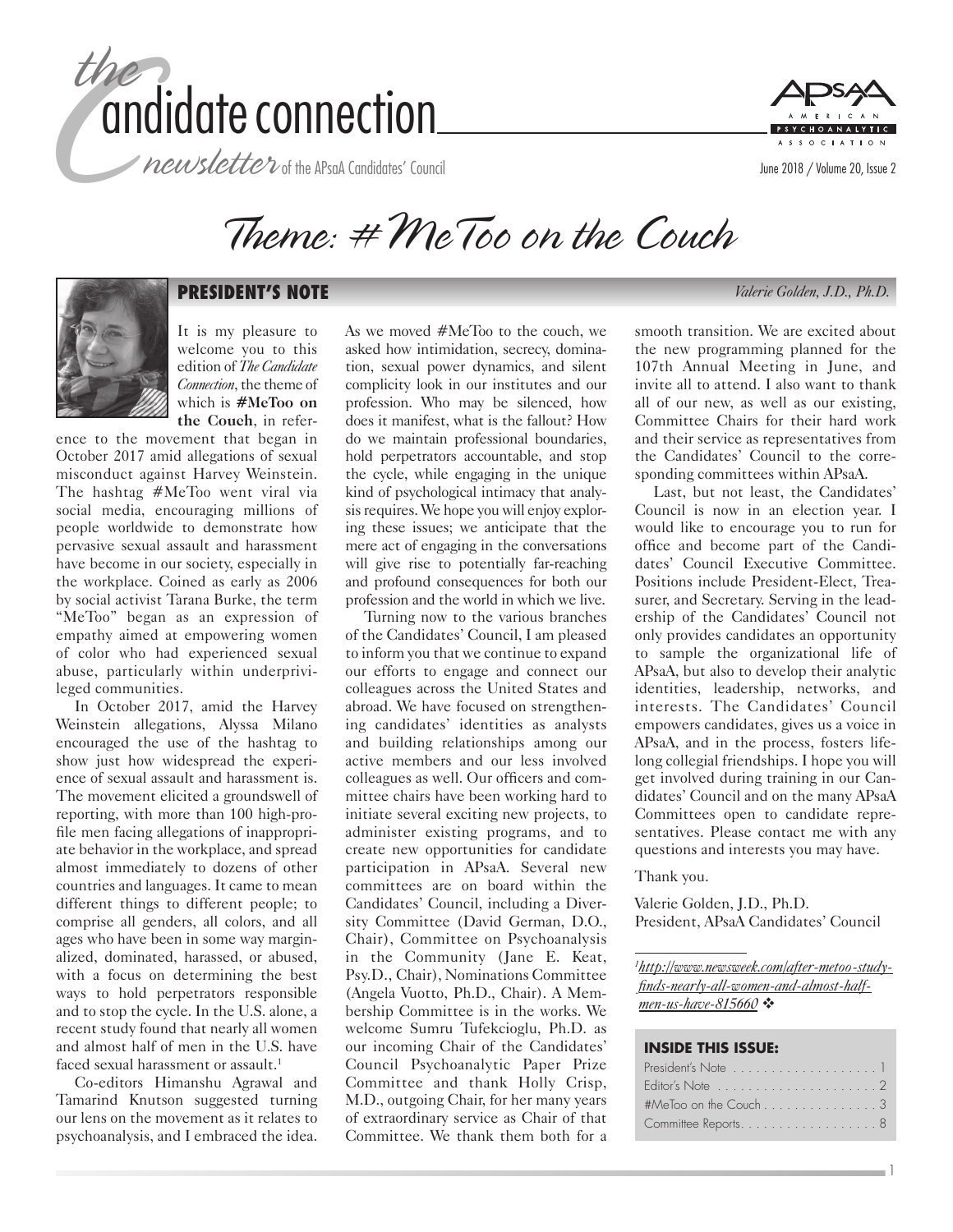# the candidate connection

*newsletter* of the APsaA Candidates' Council

# Theme: #MeToo on the Couch

## PRESIDENT'S NOTE

*Valerie Golden, J.D., Ph.D.*

It is my pleasure to welcome you to this edition of *The Candidate Connection*, the theme of which is **#MeToo on the Couch**, in reference to the movement that began in October 2017 amid allegations of sexual misconduct against Harvey Weinstein. The hashtag #MeToo went viral via social media, encouraging millions of people worldwide to demonstrate how pervasive sexual assault and harassment have become in our society, especially in the workplace. Coined as early as 2006 by social activist Tarana Burke, the term "MeToo" began as an expression of empathy aimed at empowering women of color who had experienced sexual abuse, particularly within underprivileged communities.

In October 2017, amid the Harvey Weinstein allegations, Alyssa Milano encouraged the use of the hashtag to show just how widespread the experience of sexual assault and harassment is. The movement elicited a groundswell of reporting, with more than 100 high-profile men facing allegations of inappropriate behavior in the workplace, and spread almost immediately to dozens of other countries and languages. It came to mean different things to different people; to comprise all genders, all colors, and all ages who have been in some way marginalized, dominated, harassed, or abused, with a focus on determining the best ways to hold perpetrators responsible and to stop the cycle. In the U.S. alone, a recent study found that nearly all women and almost half of men in the U.S. have faced sexual harassment or assault.[1]

Co-editors Himanshu Agrawal and Tamarind Knutson suggested turning our lens on the movement as it relates to psychoanalysis, and I embraced the idea. As we moved #MeToo to the couch, we asked how intimidation, secrecy, domination, sexual power dynamics, and silent complicity look in our institutes and our profession. Who may be silenced, how does it manifest, what is the fallout? How do we maintain professional boundaries, hold perpetrators accountable, and stop the cycle, while engaging in the unique kind of psychological intimacy that analysis requires. We hope you will enjoy exploring these issues; we anticipate that the mere act of engaging in the conversations will give rise to potentially far-reaching and profound consequences for both our profession and the world in which we live.

Turning now to the various branches of the Candidates' Council, I am pleased to inform you that we continue to expand our efforts to engage and connect our colleagues across the United States and abroad. We have focused on strengthening candidates' identities as analysts and building relationships among our active members and our less involved colleagues as well. Our officers and committee chairs have been working hard to initiate several exciting new projects, to administer existing programs, and to create new opportunities for candidate participation in APsaA. Several new committees are on board within the Candidates' Council, including a Diversity Committee (David German, D.O., Chair), Committee on Psychoanalysis in the Community (Jane E. Keat, Psy.D., Chair), Nominations Committee (Angela Vuotto, Ph.D., Chair). A Membership Committee is in the works. We welcome Sumru Tufekcioglu, Ph.D. as our incoming Chair of the Candidates' Council Psychoanalytic Paper Prize Committee and thank Holly Crisp, M.D., outgoing Chair, for her many years of extraordinary service as Chair of that Committee. We thank them both for a smooth transition. We are excited about the new programming planned for the 107th Annual Meeting in June, and invite all to attend. I also want to thank all of our new, as well as our existing, Committee Chairs for their hard work and their service as representatives from the Candidates' Council to the corresponding committees within APsaA.

Last, but not least, the Candidates' Council is now in an election year. I would like to encourage you to run for office and become part of the Candidates' Council Executive Committee. Positions include President-Elect, Treasurer, and Secretary. Serving in the leadership of the Candidates' Council not only provides candidates an opportunity to sample the organizational life of APsaA, but also to develop their analytic identities, leadership, networks, and interests. The Candidates' Council empowers candidates, gives us a voice in APsaA, and in the process, fosters lifelong collegial friendships. I hope you will get involved during training in our Candidates' Council and on the many APsaA Committees open to candidate representatives. Please contact me with any questions and interests you may have.

Thank you.

Valerie Golden, J.D., Ph.D.
President, APsaA Candidates' Council

---

[1] *http://www.newsweek.com/after-metoo-study-finds-nearly-all-women-and-almost-half-men-us-have-815660* ❖

### INSIDE THIS ISSUE:

- President's Note . . . . . . . . . . . . . . . . . . . 1
- Editor's Note . . . . . . . . . . . . . . . . . . . . . 2
- #MeToo on the Couch . . . . . . . . . . . . . . . 3
- Committee Reports . . . . . . . . . . . . . . . . . . 8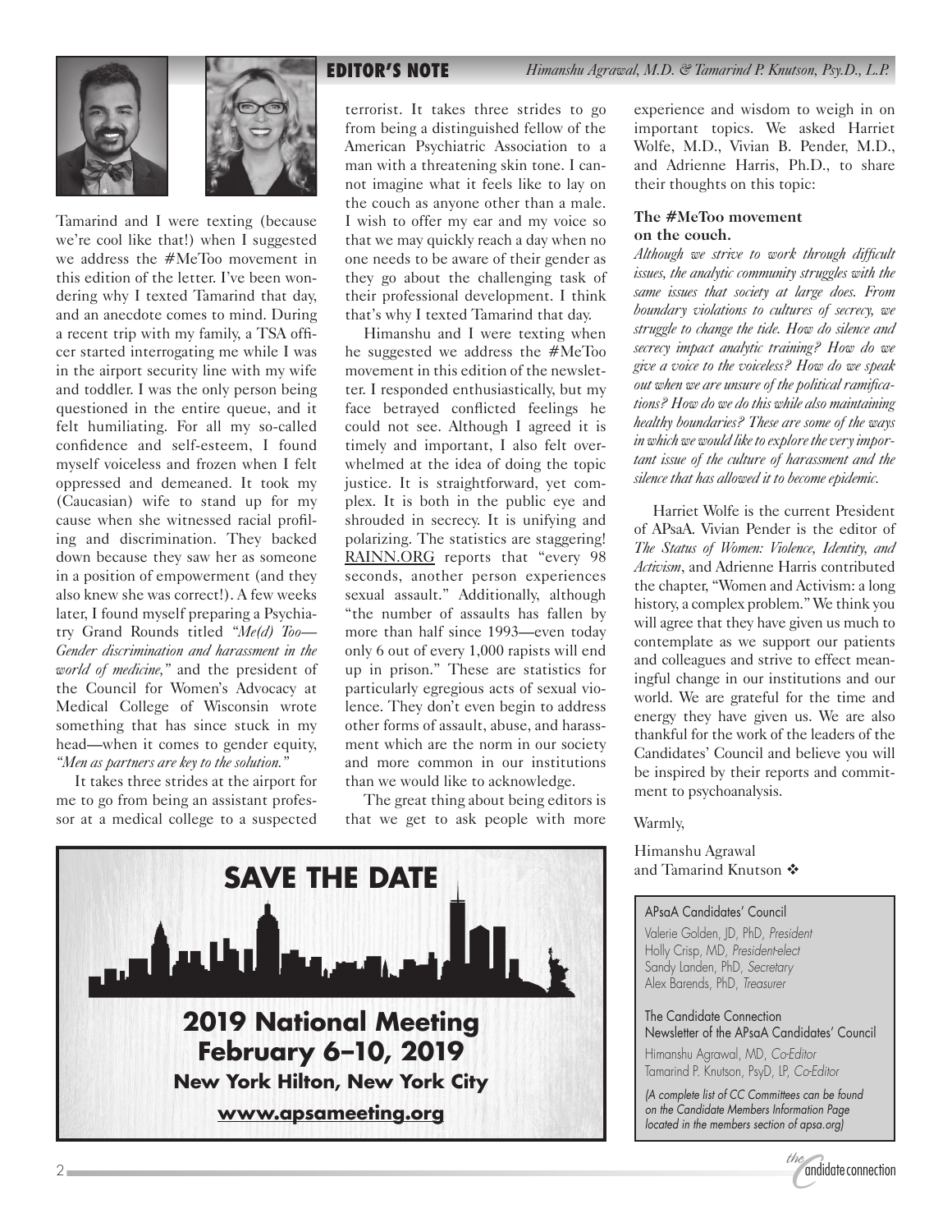## EDITOR'S NOTE

*Himanshu Agrawal, M.D. & Tamarind P. Knutson, Psy.D., L.P.*

Tamarind and I were texting (because we're cool like that!) when I suggested we address the #MeToo movement in this edition of the letter. I've been wondering why I texted Tamarind that day, and an anecdote comes to mind. During a recent trip with my family, a TSA officer started interrogating me while I was in the airport security line with my wife and toddler. I was the only person being questioned in the entire queue, and it felt humiliating. For all my so-called confidence and self-esteem, I found myself voiceless and frozen when I felt oppressed and demeaned. It took my (Caucasian) wife to stand up for my cause when she witnessed racial profiling and discrimination. They backed down because they saw her as someone in a position of empowerment (and they also knew she was correct!). A few weeks later, I found myself preparing a Psychiatry Grand Rounds titled *"Me(d) Too—Gender discrimination and harassment in the world of medicine,"* and the president of the Council for Women's Advocacy at Medical College of Wisconsin wrote something that has since stuck in my head—when it comes to gender equity, *"Men as partners are key to the solution."*

It takes three strides at the airport for me to go from being an assistant professor at a medical college to a suspected terrorist. It takes three strides to go from being a distinguished fellow of the American Psychiatric Association to a man with a threatening skin tone. I cannot imagine what it feels like to lay on the couch as anyone other than a male. I wish to offer my ear and my voice so that we may quickly reach a day when no one needs to be aware of their gender as they go about the challenging task of their professional development. I think that's why I texted Tamarind that day.

Himanshu and I were texting when he suggested we address the #MeToo movement in this edition of the newsletter. I responded enthusiastically, but my face betrayed conflicted feelings he could not see. Although I agreed it is timely and important, I also felt overwhelmed at the idea of doing the topic justice. It is straightforward, yet complex. It is both in the public eye and shrouded in secrecy. It is unifying and polarizing. The statistics are staggering! RAINN.ORG reports that "every 98 seconds, another person experiences sexual assault." Additionally, although "the number of assaults has fallen by more than half since 1993—even today only 6 out of every 1,000 rapists will end up in prison." These are statistics for particularly egregious acts of sexual violence. They don't even begin to address other forms of assault, abuse, and harassment which are the norm in our society and more common in our institutions than we would like to acknowledge.

The great thing about being editors is that we get to ask people with more experience and wisdom to weigh in on important topics. We asked Harriet Wolfe, M.D., Vivian B. Pender, M.D., and Adrienne Harris, Ph.D., to share their thoughts on this topic:

**The #MeToo movement on the couch.**

*Although we strive to work through difficult issues, the analytic community struggles with the same issues that society at large does. From boundary violations to cultures of secrecy, we struggle to change the tide. How do silence and secrecy impact analytic training? How do we give a voice to the voiceless? How do we speak out when we are unsure of the political ramifications? How do we do this while also maintaining healthy boundaries? These are some of the ways in which we would like to explore the very important issue of the culture of harassment and the silence that has allowed it to become epidemic.*

Harriet Wolfe is the current President of APsaA. Vivian Pender is the editor of *The Status of Women: Violence, Identity, and Activism*, and Adrienne Harris contributed the chapter, "Women and Activism: a long history, a complex problem." We think you will agree that they have given us much to contemplate as we support our patients and colleagues and strive to effect meaningful change in our institutions and our world. We are grateful for the time and energy they have given us. We are also thankful for the work of the leaders of the Candidates' Council and believe you will be inspired by their reports and commitment to psychoanalysis.

Warmly,

Himanshu Agrawal
and Tamarind Knutson ❖

**SAVE THE DATE**

**2019 National Meeting**
**February 6–10, 2019**
**New York Hilton, New York City**
**www.apsameeting.org**

APsaA Candidates' Council

Valerie Golden, JD, PhD, *President*
Holly Crisp, MD, *President-elect*
Sandy Landen, PhD, *Secretary*
Alex Barends, PhD, *Treasurer*

The Candidate Connection
Newsletter of the APsaA Candidates' Council

Himanshu Agrawal, MD, *Co-Editor*
Tamarind P. Knutson, PsyD, LP, *Co-Editor*

*(A complete list of CC Committees can be found on the Candidate Members Information Page located in the members section of apsa.org)*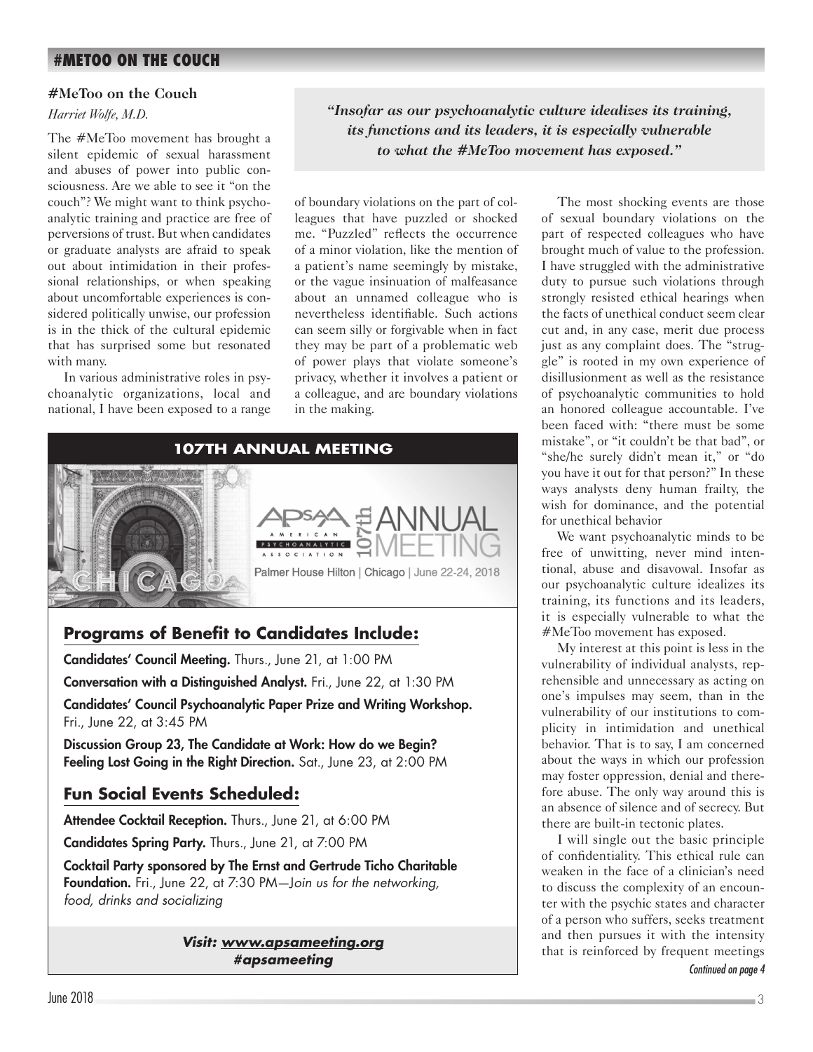## #MeToo on the Couch

*Harriet Wolfe, M.D.*

> ***"Insofar as our psychoanalytic culture idealizes its training, its functions and its leaders, it is especially vulnerable to what the #MeToo movement has exposed."***

The #MeToo movement has brought a silent epidemic of sexual harassment and abuses of power into public consciousness. Are we able to see it "on the couch"? We might want to think psychoanalytic training and practice are free of perversions of trust. But when candidates or graduate analysts are afraid to speak out about intimidation in their professional relationships, or when speaking about uncomfortable experiences is considered politically unwise, our profession is in the thick of the cultural epidemic that has surprised some but resonated with many.

In various administrative roles in psychoanalytic organizations, local and national, I have been exposed to a range of boundary violations on the part of colleagues that have puzzled or shocked me. "Puzzled" reflects the occurrence of a minor violation, like the mention of a patient's name seemingly by mistake, or the vague insinuation of malfeasance about an unnamed colleague who is nevertheless identifiable. Such actions can seem silly or forgivable when in fact they may be part of a problematic web of power plays that violate someone's privacy, whether it involves a patient or a colleague, and are boundary violations in the making.

The most shocking events are those of sexual boundary violations on the part of respected colleagues who have brought much of value to the profession. I have struggled with the administrative duty to pursue such violations through strongly resisted ethical hearings when the facts of unethical conduct seem clear cut and, in any case, merit due process just as any complaint does. The "struggle" is rooted in my own experience of disillusionment as well as the resistance of psychoanalytic communities to hold an honored colleague accountable. I've been faced with: "there must be some mistake", or "it couldn't be that bad", or "she/he surely didn't mean it," or "do you have it out for that person?" In these ways analysts deny human frailty, the wish for dominance, and the potential for unethical behavior

We want psychoanalytic minds to be free of unwitting, never mind intentional, abuse and disavowal. Insofar as our psychoanalytic culture idealizes its training, its functions and its leaders, it is especially vulnerable to what the #MeToo movement has exposed.

My interest at this point is less in the vulnerability of individual analysts, reprehensible and unnecessary as acting on one's impulses may seem, than in the vulnerability of our institutions to complicity in intimidation and unethical behavior. That is to say, I am concerned about the ways in which our profession may foster oppression, denial and therefore abuse. The only way around this is an absence of silence and of secrecy. But there are built-in tectonic plates.

I will single out the basic principle of confidentiality. This ethical rule can weaken in the face of a clinician's need to discuss the complexity of an encounter with the psychic states and character of a person who suffers, seeks treatment and then pursues it with the intensity that is reinforced by frequent meetings

*Continued on page 4*

---

### 107TH ANNUAL MEETING

APsaA American Psychoanalytic Association 107th Annual Meeting

Chicago

Palmer House Hilton | Chicago | June 22-24, 2018

### Programs of Benefit to Candidates Include:

**Candidates' Council Meeting.** Thurs., June 21, at 1:00 PM

**Conversation with a Distinguished Analyst.** Fri., June 22, at 1:30 PM

**Candidates' Council Psychoanalytic Paper Prize and Writing Workshop.** Fri., June 22, at 3:45 PM

**Discussion Group 23, The Candidate at Work: How do we Begin? Feeling Lost Going in the Right Direction.** Sat., June 23, at 2:00 PM

### Fun Social Events Scheduled:

**Attendee Cocktail Reception.** Thurs., June 21, at 6:00 PM

**Candidates Spring Party.** Thurs., June 21, at 7:00 PM

**Cocktail Party sponsored by The Ernst and Gertrude Ticho Charitable Foundation.** Fri., June 22, at 7:30 PM—*Join us for the networking, food, drinks and socializing*

***Visit: www.apsameeting.org***
***#apsameeting***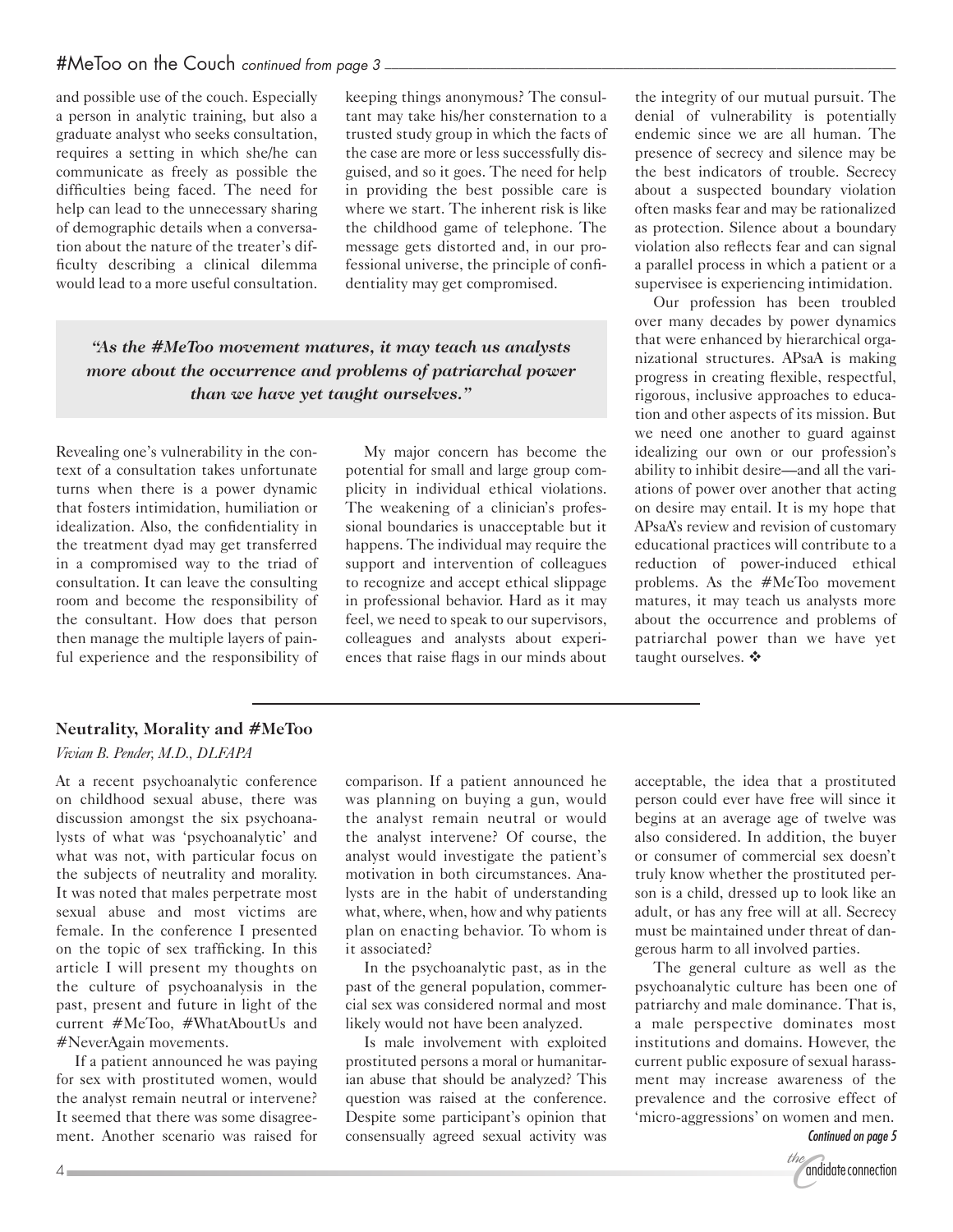and possible use of the couch. Especially a person in analytic training, but also a graduate analyst who seeks consultation, requires a setting in which she/he can communicate as freely as possible the difficulties being faced. The need for help can lead to the unnecessary sharing of demographic details when a conversation about the nature of the treater's difficulty describing a clinical dilemma would lead to a more useful consultation. Revealing one's vulnerability in the context of a consultation takes unfortunate turns when there is a power dynamic that fosters intimidation, humiliation or idealization. Also, the confidentiality in the treatment dyad may get transferred in a compromised way to the triad of consultation. It can leave the consulting room and become the responsibility of the consultant. How does that person then manage the multiple layers of painful experience and the responsibility of keeping things anonymous? The consultant may take his/her consternation to a trusted study group in which the facts of the case are more or less successfully disguised, and so it goes. The need for help in providing the best possible care is where we start. The inherent risk is like the childhood game of telephone. The message gets distorted and, in our professional universe, the principle of confidentiality may get compromised.

> *"As the #MeToo movement matures, it may teach us analysts more about the occurrence and problems of patriarchal power than we have yet taught ourselves."*

My major concern has become the potential for small and large group complicity in individual ethical violations. The weakening of a clinician's professional boundaries is unacceptable but it happens. The individual may require the support and intervention of colleagues to recognize and accept ethical slippage in professional behavior. Hard as it may feel, we need to speak to our supervisors, colleagues and analysts about experiences that raise flags in our minds about the integrity of our mutual pursuit. The denial of vulnerability is potentially endemic since we are all human. The presence of secrecy and silence may be the best indicators of trouble. Secrecy about a suspected boundary violation often masks fear and may be rationalized as protection. Silence about a boundary violation also reflects fear and can signal a parallel process in which a patient or a supervisee is experiencing intimidation.

Our profession has been troubled over many decades by power dynamics that were enhanced by hierarchical organizational structures. APsaA is making progress in creating flexible, respectful, rigorous, inclusive approaches to education and other aspects of its mission. But we need one another to guard against idealizing our own or our profession's ability to inhibit desire—and all the variations of power over another that acting on desire may entail. It is my hope that APsaA's review and revision of customary educational practices will contribute to a reduction of power-induced ethical problems. As the #MeToo movement matures, it may teach us analysts more about the occurrence and problems of patriarchal power than we have yet taught ourselves. ❖

## Neutrality, Morality and #MeToo

*Vivian B. Pender, M.D., DLFAPA*

At a recent psychoanalytic conference on childhood sexual abuse, there was discussion amongst the six psychoanalysts of what was 'psychoanalytic' and what was not, with particular focus on the subjects of neutrality and morality. It was noted that males perpetrate most sexual abuse and most victims are female. In the conference I presented on the topic of sex trafficking. In this article I will present my thoughts on the culture of psychoanalysis in the past, present and future in light of the current #MeToo, #WhatAboutUs and #NeverAgain movements.

If a patient announced he was paying for sex with prostituted women, would the analyst remain neutral or intervene? It seemed that there was some disagreement. Another scenario was raised for comparison. If a patient announced he was planning on buying a gun, would the analyst remain neutral or would the analyst intervene? Of course, the analyst would investigate the patient's motivation in both circumstances. Analysts are in the habit of understanding what, where, when, how and why patients plan on enacting behavior. To whom is it associated?

In the psychoanalytic past, as in the past of the general population, commercial sex was considered normal and most likely would not have been analyzed.

Is male involvement with exploited prostituted persons a moral or humanitarian abuse that should be analyzed? This question was raised at the conference. Despite some participant's opinion that consensually agreed sexual activity was acceptable, the idea that a prostituted person could ever have free will since it begins at an average age of twelve was also considered. In addition, the buyer or consumer of commercial sex doesn't truly know whether the prostituted person is a child, dressed up to look like an adult, or has any free will at all. Secrecy must be maintained under threat of dangerous harm to all involved parties.

The general culture as well as the psychoanalytic culture has been one of patriarchy and male dominance. That is, a male perspective dominates most institutions and domains. However, the current public exposure of sexual harassment may increase awareness of the prevalence and the corrosive effect of 'micro-aggressions' on women and men.

*Continued on page 5*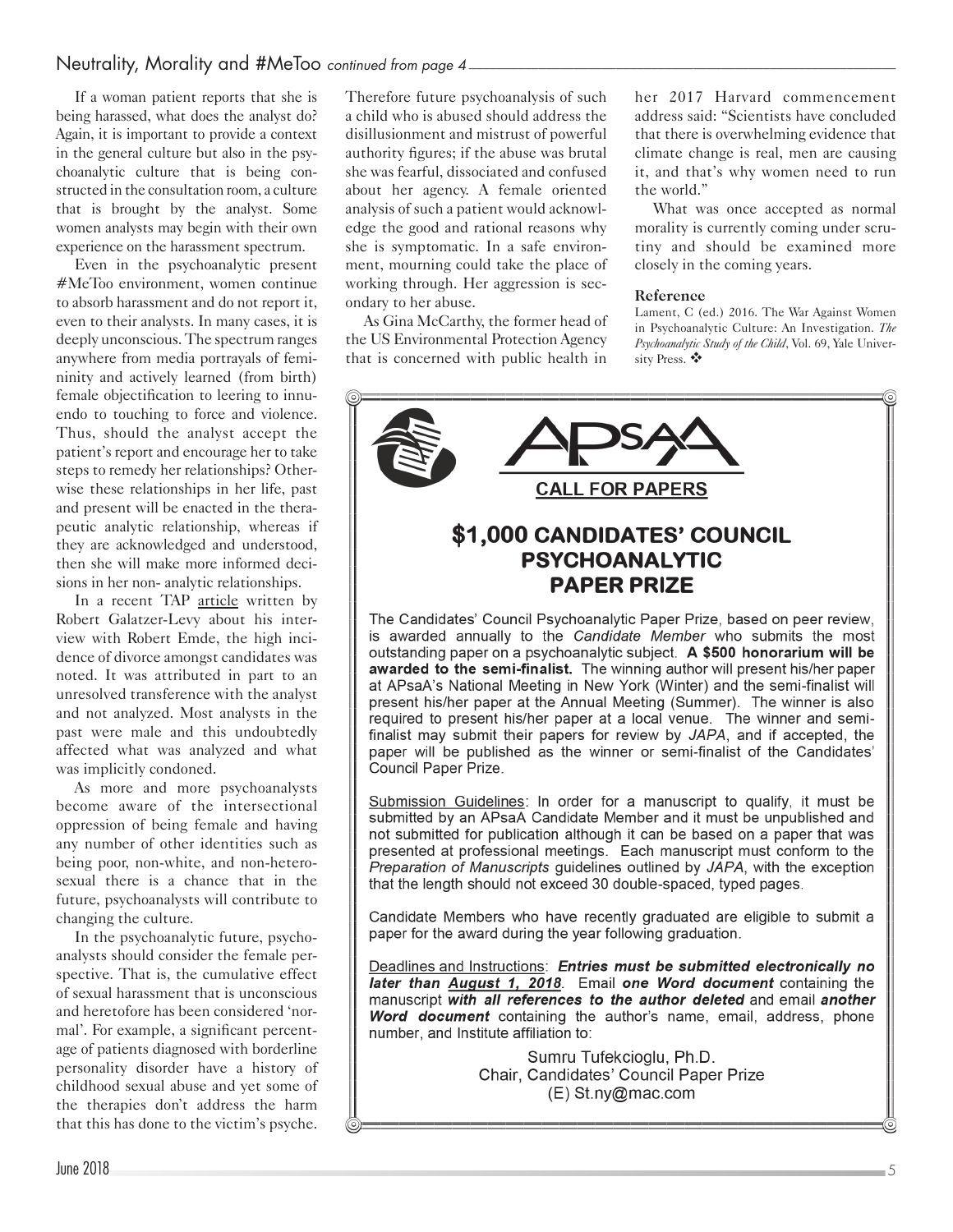## Neutrality, Morality and #MeToo *continued from page 4*

If a woman patient reports that she is being harassed, what does the analyst do? Again, it is important to provide a context in the general culture but also in the psychoanalytic culture that is being constructed in the consultation room, a culture that is brought by the analyst. Some women analysts may begin with their own experience on the harassment spectrum.

Even in the psychoanalytic present #MeToo environment, women continue to absorb harassment and do not report it, even to their analysts. In many cases, it is deeply unconscious. The spectrum ranges anywhere from media portrayals of femininity and actively learned (from birth) female objectification to leering to innuendo to touching to force and violence. Thus, should the analyst accept the patient's report and encourage her to take steps to remedy her relationships? Otherwise these relationships in her life, past and present will be enacted in the therapeutic analytic relationship, whereas if they are acknowledged and understood, then she will make more informed decisions in her non- analytic relationships.

In a recent TAP article written by Robert Galatzer-Levy about his interview with Robert Emde, the high incidence of divorce amongst candidates was noted. It was attributed in part to an unresolved transference with the analyst and not analyzed. Most analysts in the past were male and this undoubtedly affected what was analyzed and what was implicitly condoned.

As more and more psychoanalysts become aware of the intersectional oppression of being female and having any number of other identities such as being poor, non-white, and non-heterosexual there is a chance that in the future, psychoanalysts will contribute to changing the culture.

In the psychoanalytic future, psychoanalysts should consider the female perspective. That is, the cumulative effect of sexual harassment that is unconscious and heretofore has been considered 'normal'. For example, a significant percentage of patients diagnosed with borderline personality disorder have a history of childhood sexual abuse and yet some of the therapies don't address the harm that this has done to the victim's psyche. Therefore future psychoanalysis of such a child who is abused should address the disillusionment and mistrust of powerful authority figures; if the abuse was brutal she was fearful, dissociated and confused about her agency. A female oriented analysis of such a patient would acknowledge the good and rational reasons why she is symptomatic. In a safe environment, mourning could take the place of working through. Her aggression is secondary to her abuse.

As Gina McCarthy, the former head of the US Environmental Protection Agency that is concerned with public health in her 2017 Harvard commencement address said: "Scientists have concluded that there is overwhelming evidence that climate change is real, men are causing it, and that's why women need to run the world."

What was once accepted as normal morality is currently coming under scrutiny and should be examined more closely in the coming years.

### Reference

Lament, C (ed.) 2016. The War Against Women in Psychoanalytic Culture: An Investigation. *The Psychoanalytic Study of the Child*, Vol. 69, Yale University Press. ❖

---

**APsaA**

**CALL FOR PAPERS**

## $1,000 CANDIDATES' COUNCIL PSYCHOANALYTIC PAPER PRIZE

The Candidates' Council Psychoanalytic Paper Prize, based on peer review, is awarded annually to the *Candidate Member* who submits the most outstanding paper on a psychoanalytic subject. **A $500 honorarium will be awarded to the semi-finalist.** The winning author will present his/her paper at APsaA's National Meeting in New York (Winter) and the semi-finalist will present his/her paper at the Annual Meeting (Summer). The winner is also required to present his/her paper at a local venue. The winner and semi-finalist may submit their papers for review by *JAPA*, and if accepted, the paper will be published as the winner or semi-finalist of the Candidates' Council Paper Prize.

Submission Guidelines: In order for a manuscript to qualify, it must be submitted by an APsaA Candidate Member and it must be unpublished and not submitted for publication although it can be based on a paper that was presented at professional meetings. Each manuscript must conform to the *Preparation of Manuscripts* guidelines outlined by *JAPA*, with the exception that the length should not exceed 30 double-spaced, typed pages.

Candidate Members who have recently graduated are eligible to submit a paper for the award during the year following graduation.

Deadlines and Instructions: ***Entries must be submitted electronically no later than August 1, 2018***. Email ***one Word document*** containing the manuscript ***with all references to the author deleted*** and email ***another Word document*** containing the author's name, email, address, phone number, and Institute affiliation to:

Sumru Tufekcioglu, Ph.D.
Chair, Candidates' Council Paper Prize
(E) St.ny@mac.com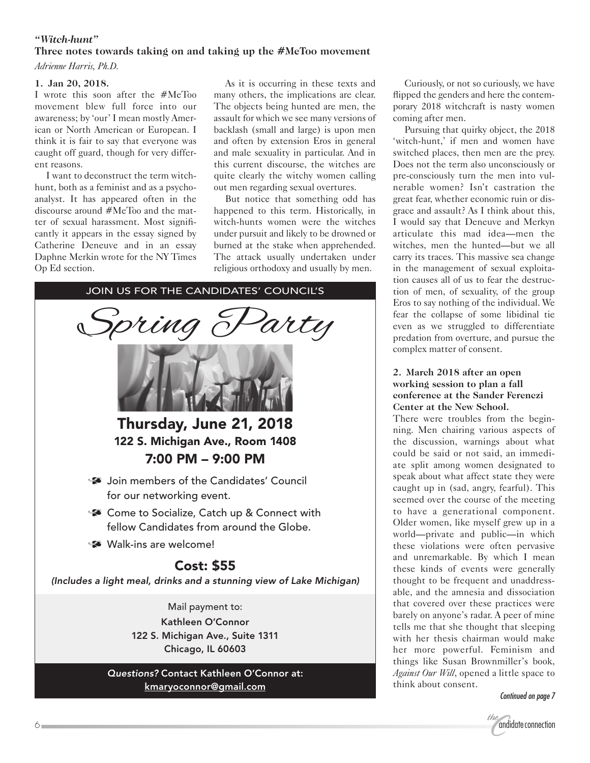*"Witch-hunt"*

**Three notes towards taking on and taking up the #MeToo movement**

*Adrienne Harris, Ph.D.*

**1. Jan 20, 2018.**

I wrote this soon after the #MeToo movement blew full force into our awareness; by 'our' I mean mostly American or North American or European. I think it is fair to say that everyone was caught off guard, though for very different reasons.

I want to deconstruct the term witch-hunt, both as a feminist and as a psychoanalyst. It has appeared often in the discourse around #MeToo and the matter of sexual harassment. Most significantly it appears in the essay signed by Catherine Deneuve and in an essay Daphne Merkin wrote for the NY Times Op Ed section.

As it is occurring in these texts and many others, the implications are clear. The objects being hunted are men, the assault for which we see many versions of backlash (small and large) is upon men and often by extension Eros in general and male sexuality in particular. And in this current discourse, the witches are quite clearly the witchy women calling out men regarding sexual overtures.

But notice that something odd has happened to this term. Historically, in witch-hunts women were the witches under pursuit and likely to be drowned or burned at the stake when apprehended. The attack usually undertaken under religious orthodoxy and usually by men.

Curiously, or not so curiously, we have flipped the genders and here the contemporary 2018 witchcraft is nasty women coming after men.

Pursuing that quirky object, the 2018 'witch-hunt,' if men and women have switched places, then men are the prey. Does not the term also unconsciously or pre-consciously turn the men into vulnerable women? Isn't castration the great fear, whether economic ruin or disgrace and assault? As I think about this, I would say that Deneuve and Merkyn articulate this mad idea—men the witches, men the hunted—but we all carry its traces. This massive sea change in the management of sexual exploitation causes all of us to fear the destruction of men, of sexuality, of the group Eros to say nothing of the individual. We fear the collapse of some libidinal tie even as we struggled to differentiate predation from overture, and pursue the complex matter of consent.

**2. March 2018 after an open working session to plan a fall conference at the Sander Ferenczi Center at the New School.**

There were troubles from the beginning. Men chairing various aspects of the discussion, warnings about what could be said or not said, an immediate split among women designated to speak about what affect state they were caught up in (sad, angry, fearful). This seemed over the course of the meeting to have a generational component. Older women, like myself grew up in a world—private and public—in which these violations were often pervasive and unremarkable. By which I mean these kinds of events were generally thought to be frequent and unaddressable, and the amnesia and dissociation that covered over these practices were barely on anyone's radar. A peer of mine tells me that she thought that sleeping with her thesis chairman would make her more powerful. Feminism and things like Susan Brownmiller's book, *Against Our Will*, opened a little space to think about consent.

*Continued on page 7*

---

JOIN US FOR THE CANDIDATES' COUNCIL'S

## *Spring Party*

### Thursday, June 21, 2018

**122 S. Michigan Ave., Room 1408**

**7:00 PM – 9:00 PM**

- Join members of the Candidates' Council for our networking event.
- Come to Socialize, Catch up & Connect with fellow Candidates from around the Globe.
- Walk-ins are welcome!

**Cost: $55**

*(Includes a light meal, drinks and a stunning view of Lake Michigan)*

Mail payment to:
**Kathleen O'Connor**
**122 S. Michigan Ave., Suite 1311**
**Chicago, IL 60603**

*Questions?* **Contact Kathleen O'Connor at:**
**kmaryoconnor@gmail.com**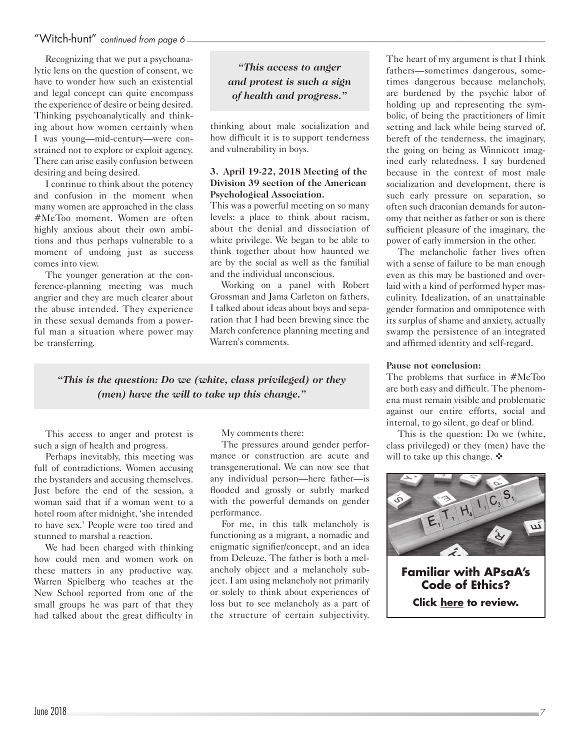"Witch-hunt" *continued from page 6*

Recognizing that we put a psychoanalytic lens on the question of consent, we have to wonder how such an existential and legal concept can quite encompass the experience of desire or being desired. Thinking psychoanalytically and thinking about how women certainly when I was young—mid-century—were constrained not to explore or exploit agency. There can arise easily confusion between desiring and being desired.

I continue to think about the potency and confusion in the moment when many women are approached in the class #MeToo moment. Women are often highly anxious about their own ambitions and thus perhaps vulnerable to a moment of undoing just as success comes into view.

The younger generation at the conference-planning meeting was much angrier and they are much clearer about the abuse intended. They experience in these sexual demands from a powerful man a situation where power may be transferring.

This access to anger and protest is such a sign of health and progress.

Perhaps inevitably, this meeting was full of contradictions. Women accusing the bystanders and accusing themselves. Just before the end of the session, a woman said that if a woman went to a hotel room after midnight, 'she intended to have sex.' People were too tired and stunned to marshal a reaction.

We had been charged with thinking how could men and women work on these matters in any productive way. Warren Spielberg who teaches at the New School reported from one of the small groups he was part of that they had talked about the great difficulty in thinking about male socialization and how difficult it is to support tenderness and vulnerability in boys.

**3. April 19-22, 2018 Meeting of the Division 39 section of the American Psychological Association.**

This was a powerful meeting on so many levels: a place to think about racism, about the denial and dissociation of white privilege. We began to be able to think together about how haunted we are by the social as well as the familial and the individual unconscious.

Working on a panel with Robert Grossman and Jama Carleton on fathers, I talked about ideas about boys and separation that I had been brewing since the March conference planning meeting and Warren's comments.

My comments there:

The pressures around gender performance or construction are acute and transgenerational. We can now see that any individual person—here father—is flooded and grossly or subtly marked with the powerful demands on gender performance.

For me, in this talk melancholy is functioning as a migrant, a nomadic and enigmatic signifier/concept, and an idea from Deleuze. The father is both a melancholy object and a melancholy subject. I am using melancholy not primarily or solely to think about experiences of loss but to see melancholy as a part of the structure of certain subjectivity. The heart of my argument is that I think fathers—sometimes dangerous, sometimes dangerous because melancholy, are burdened by the psychic labor of holding up and representing the symbolic, of being the practitioners of limit setting and lack while being starved of, bereft of the tenderness, the imaginary, the going on being as Winnicott imagined early relatedness. I say burdened because in the context of most male socialization and development, there is such early pressure on separation, so often such draconian demands for autonomy that neither as father or son is there sufficient pleasure of the imaginary, the power of early immersion in the other.

The melancholic father lives often with a sense of failure to be man enough even as this may be bastioned and overlaid with a kind of performed hyper masculinity. Idealization, of an unattainable gender formation and omnipotence with its surplus of shame and anxiety, actually swamp the persistence of an integrated and affirmed identity and self-regard.

**Pause not conclusion:**

The problems that surface in #MeToo are both easy and difficult. The phenomena must remain visible and problematic against our entire efforts, social and internal, to go silent, go deaf or blind.

This is the question: Do we (white, class privileged) or they (men) have the will to take up this change. ❖

**Familiar with APsaA's Code of Ethics?**

**Click here to review.**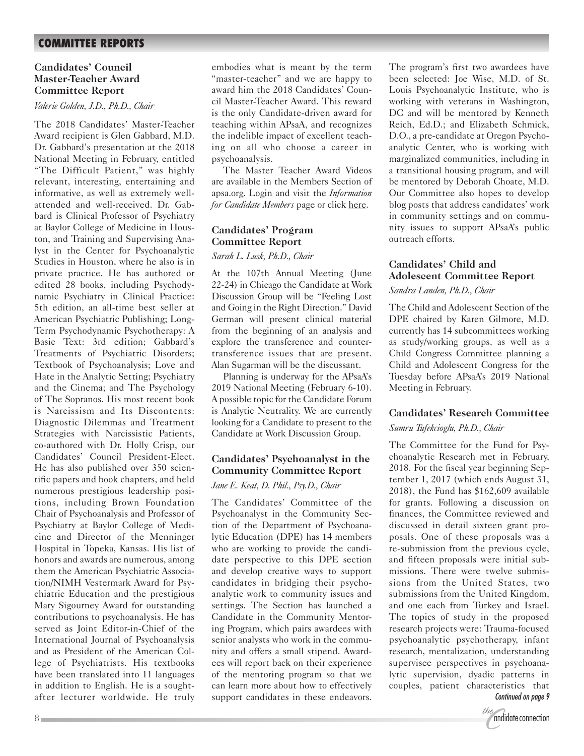## COMMITTEE REPORTS

### Candidates' Council Master-Teacher Award Committee Report

*Valerie Golden, J.D., Ph.D., Chair*

The 2018 Candidates' Master-Teacher Award recipient is Glen Gabbard, M.D. Dr. Gabbard's presentation at the 2018 National Meeting in February, entitled "The Difficult Patient," was highly relevant, interesting, entertaining and informative, as well as extremely well-attended and well-received. Dr. Gabbard is Clinical Professor of Psychiatry at Baylor College of Medicine in Houston, and Training and Supervising Analyst in the Center for Psychoanalytic Studies in Houston, where he also is in private practice. He has authored or edited 28 books, including Psychodynamic Psychiatry in Clinical Practice: 5th edition, an all-time best seller at American Psychiatric Publishing; Long-Term Psychodynamic Psychotherapy: A Basic Text: 3rd edition; Gabbard's Treatments of Psychiatric Disorders; Textbook of Psychoanalysis; Love and Hate in the Analytic Setting; Psychiatry and the Cinema; and The Psychology of The Sopranos. His most recent book is Narcissism and Its Discontents: Diagnostic Dilemmas and Treatment Strategies with Narcissistic Patients, co-authored with Dr. Holly Crisp, our Candidates' Council President-Elect. He has also published over 350 scientific papers and book chapters, and held numerous prestigious leadership positions, including Brown Foundation Chair of Psychoanalysis and Professor of Psychiatry at Baylor College of Medicine and Director of the Menninger Hospital in Topeka, Kansas. His list of honors and awards are numerous, among them the American Psychiatric Association/NIMH Vestermark Award for Psychiatric Education and the prestigious Mary Sigourney Award for outstanding contributions to psychoanalysis. He has served as Joint Editor-in-Chief of the International Journal of Psychoanalysis and as President of the American College of Psychiatrists. His textbooks have been translated into 11 languages in addition to English. He is a sought-after lecturer worldwide. He truly embodies what is meant by the term "master-teacher" and we are happy to award him the 2018 Candidates' Council Master-Teacher Award. This reward is the only Candidate-driven award for teaching within APsaA, and recognizes the indelible impact of excellent teaching on all who choose a career in psychoanalysis.

The Master Teacher Award Videos are available in the Members Section of apsa.org. Login and visit the *Information for Candidate Members* page or click here.

### Candidates' Program Committee Report

*Sarah L. Lusk, Ph.D., Chair*

At the 107th Annual Meeting (June 22-24) in Chicago the Candidate at Work Discussion Group will be "Feeling Lost and Going in the Right Direction." David German will present clinical material from the beginning of an analysis and explore the transference and countertransference issues that are present. Alan Sugarman will be the discussant.

Planning is underway for the APsaA's 2019 National Meeting (February 6-10). A possible topic for the Candidate Forum is Analytic Neutrality. We are currently looking for a Candidate to present to the Candidate at Work Discussion Group.

### Candidates' Psychoanalyst in the Community Committee Report

*Jane E. Keat, D. Phil., Psy.D., Chair*

The Candidates' Committee of the Psychoanalyst in the Community Section of the Department of Psychoanalytic Education (DPE) has 14 members who are working to provide the candidate perspective to this DPE section and develop creative ways to support candidates in bridging their psychoanalytic work to community issues and settings. The Section has launched a Candidate in the Community Mentoring Program, which pairs awardees with senior analysts who work in the community and offers a small stipend. Awardees will report back on their experience of the mentoring program so that we can learn more about how to effectively support candidates in these endeavors. The program's first two awardees have been selected: Joe Wise, M.D. of St. Louis Psychoanalytic Institute, who is working with veterans in Washington, DC and will be mentored by Kenneth Reich, Ed.D.; and Elizabeth Schmick, D.O., a pre-candidate at Oregon Psychoanalytic Center, who is working with marginalized communities, including in a transitional housing program, and will be mentored by Deborah Choate, M.D. Our Committee also hopes to develop blog posts that address candidates' work in community settings and on community issues to support APsaA's public outreach efforts.

### Candidates' Child and Adolescent Committee Report

*Sandra Landen, Ph.D., Chair*

The Child and Adolescent Section of the DPE chaired by Karen Gilmore, M.D. currently has 14 subcommittees working as study/working groups, as well as a Child Congress Committee planning a Child and Adolescent Congress for the Tuesday before APsaA's 2019 National Meeting in February.

### Candidates' Research Committee

*Sumru Tufekcioglu, Ph.D., Chair*

The Committee for the Fund for Psychoanalytic Research met in February, 2018. For the fiscal year beginning September 1, 2017 (which ends August 31, 2018), the Fund has $162,609 available for grants. Following a discussion on finances, the Committee reviewed and discussed in detail sixteen grant proposals. One of these proposals was a re-submission from the previous cycle, and fifteen proposals were initial submissions. There were twelve submissions from the United States, two submissions from the United Kingdom, and one each from Turkey and Israel. The topics of study in the proposed research projects were: Trauma-focused psychoanalytic psychotherapy, infant research, mentalization, understanding supervisee perspectives in psychoanalytic supervision, dyadic patterns in couples, patient characteristics that

*Continued on page 9*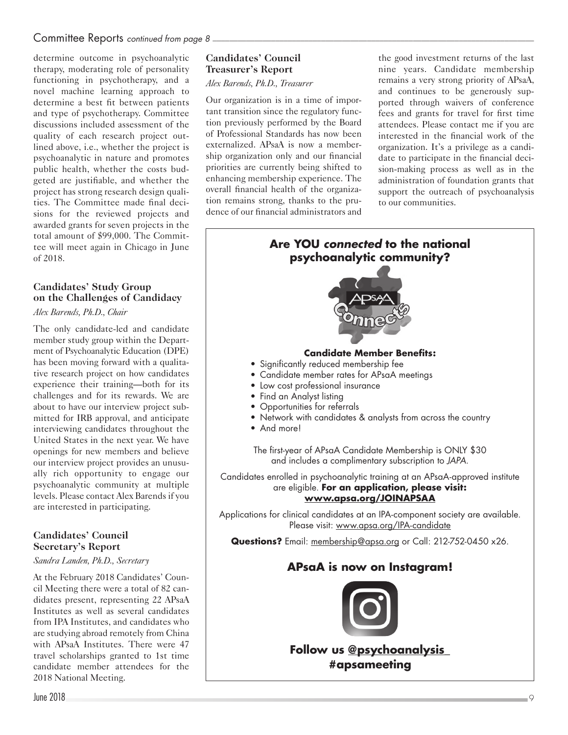determine outcome in psychoanalytic therapy, moderating role of personality functioning in psychotherapy, and a novel machine learning approach to determine a best fit between patients and type of psychotherapy. Committee discussions included assessment of the quality of each research project outlined above, i.e., whether the project is psychoanalytic in nature and promotes public health, whether the costs budgeted are justifiable, and whether the project has strong research design qualities. The Committee made final decisions for the reviewed projects and awarded grants for seven projects in the total amount of $99,000. The Committee will meet again in Chicago in June of 2018.

### Candidates' Study Group on the Challenges of Candidacy

*Alex Barends, Ph.D., Chair*

The only candidate-led and candidate member study group within the Department of Psychoanalytic Education (DPE) has been moving forward with a qualitative research project on how candidates experience their training—both for its challenges and for its rewards. We are about to have our interview project submitted for IRB approval, and anticipate interviewing candidates throughout the United States in the next year. We have openings for new members and believe our interview project provides an unusually rich opportunity to engage our psychoanalytic community at multiple levels. Please contact Alex Barends if you are interested in participating.

### Candidates' Council Secretary's Report

*Sandra Landen, Ph.D., Secretary*

At the February 2018 Candidates' Council Meeting there were a total of 82 candidates present, representing 22 APsaA Institutes as well as several candidates from IPA Institutes, and candidates who are studying abroad remotely from China with APsaA Institutes. There were 47 travel scholarships granted to 1st time candidate member attendees for the 2018 National Meeting.

### Candidates' Council Treasurer's Report

*Alex Barends, Ph.D., Treasurer*

Our organization is in a time of important transition since the regulatory function previously performed by the Board of Professional Standards has now been externalized. APsaA is now a membership organization only and our financial priorities are currently being shifted to enhancing membership experience. The overall financial health of the organization remains strong, thanks to the prudence of our financial administrators and the good investment returns of the last nine years. Candidate membership remains a very strong priority of APsaA, and continues to be generously supported through waivers of conference fees and grants for travel for first time attendees. Please contact me if you are interested in the financial work of the organization. It's a privilege as a candidate to participate in the financial decision-making process as well as in the administration of foundation grants that support the outreach of psychoanalysis to our communities.

## Are YOU *connected* to the national psychoanalytic community?

APsaA Connects

**Candidate Member Benefits:**

- Significantly reduced membership fee
- Candidate member rates for APsaA meetings
- Low cost professional insurance
- Find an Analyst listing
- Opportunities for referrals
- Network with candidates & analysts from across the country
- And more!

The first-year of APsaA Candidate Membership is ONLY $30 and includes a complimentary subscription to *JAPA*.

Candidates enrolled in psychoanalytic training at an APsaA-approved institute are eligible. **For an application, please visit: www.apsa.org/JOINAPSAA**

Applications for clinical candidates at an IPA-component society are available. Please visit: www.apsa.org/IPA-candidate

**Questions?** Email: membership@apsa.org or Call: 212-752-0450 x26.

## APsaA is now on Instagram!

**Follow us @psychoanalysis #apsameeting**